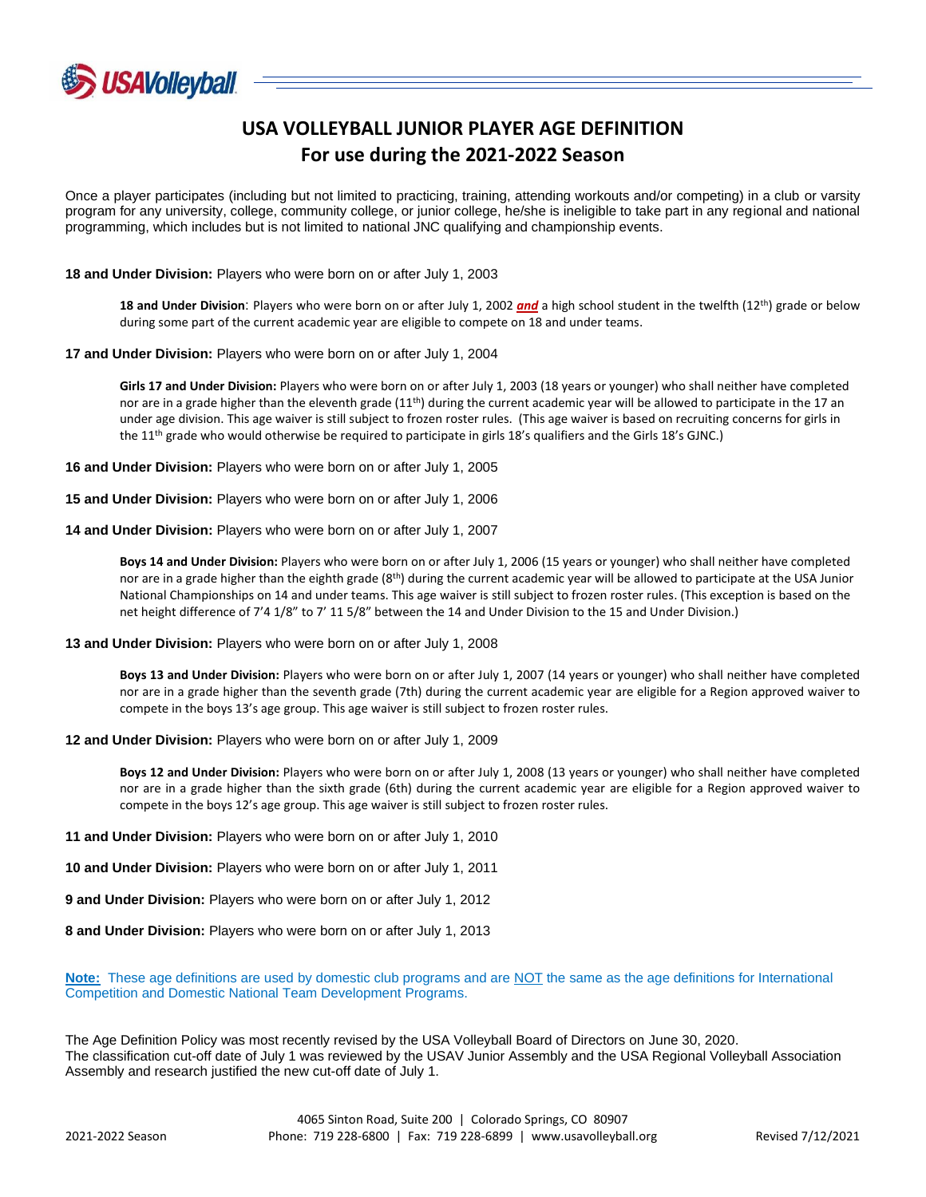# USA VOLLEYBALL JUNIOR PLAYER AGE DEFINITION
## For use during the 2021-2022 Season

Once a player participates (including but not limited to practicing, training, attending workouts and/or competing) in a club or varsity program for any university, college, community college, or junior college, he/she is ineligible to take part in any regional and national programming, which includes but is not limited to national JNC qualifying and championship events.

**18 and Under Division:** Players who were born on or after July 1, 2003

> **18 and Under Division**: Players who were born on or after July 1, 2002 ***and*** a high school student in the twelfth (12th) grade or below during some part of the current academic year are eligible to compete on 18 and under teams.

**17 and Under Division:** Players who were born on or after July 1, 2004

> **Girls 17 and Under Division:** Players who were born on or after July 1, 2003 (18 years or younger) who shall neither have completed nor are in a grade higher than the eleventh grade (11th) during the current academic year will be allowed to participate in the 17 an under age division. This age waiver is still subject to frozen roster rules. (This age waiver is based on recruiting concerns for girls in the 11th grade who would otherwise be required to participate in girls 18's qualifiers and the Girls 18's GJNC.)

**16 and Under Division:** Players who were born on or after July 1, 2005

**15 and Under Division:** Players who were born on or after July 1, 2006

**14 and Under Division:** Players who were born on or after July 1, 2007

> **Boys 14 and Under Division:** Players who were born on or after July 1, 2006 (15 years or younger) who shall neither have completed nor are in a grade higher than the eighth grade (8th) during the current academic year will be allowed to participate at the USA Junior National Championships on 14 and under teams. This age waiver is still subject to frozen roster rules. (This exception is based on the net height difference of 7'4 1/8" to 7' 11 5/8" between the 14 and Under Division to the 15 and Under Division.)

**13 and Under Division:** Players who were born on or after July 1, 2008

> **Boys 13 and Under Division:** Players who were born on or after July 1, 2007 (14 years or younger) who shall neither have completed nor are in a grade higher than the seventh grade (7th) during the current academic year are eligible for a Region approved waiver to compete in the boys 13's age group. This age waiver is still subject to frozen roster rules.

**12 and Under Division:** Players who were born on or after July 1, 2009

> **Boys 12 and Under Division:** Players who were born on or after July 1, 2008 (13 years or younger) who shall neither have completed nor are in a grade higher than the sixth grade (6th) during the current academic year are eligible for a Region approved waiver to compete in the boys 12's age group. This age waiver is still subject to frozen roster rules.

**11 and Under Division:** Players who were born on or after July 1, 2010

**10 and Under Division:** Players who were born on or after July 1, 2011

**9 and Under Division:** Players who were born on or after July 1, 2012

**8 and Under Division:** Players who were born on or after July 1, 2013

**Note:** These age definitions are used by domestic club programs and are NOT the same as the age definitions for International Competition and Domestic National Team Development Programs.

The Age Definition Policy was most recently revised by the USA Volleyball Board of Directors on June 30, 2020.
The classification cut-off date of July 1 was reviewed by the USAV Junior Assembly and the USA Regional Volleyball Association Assembly and research justified the new cut-off date of July 1.

4065 Sinton Road, Suite 200 | Colorado Springs, CO 80907
Phone: 719 228-6800 | Fax: 719 228-6899 | www.usavolleyball.org

2021-2022 Season — Revised 7/12/2021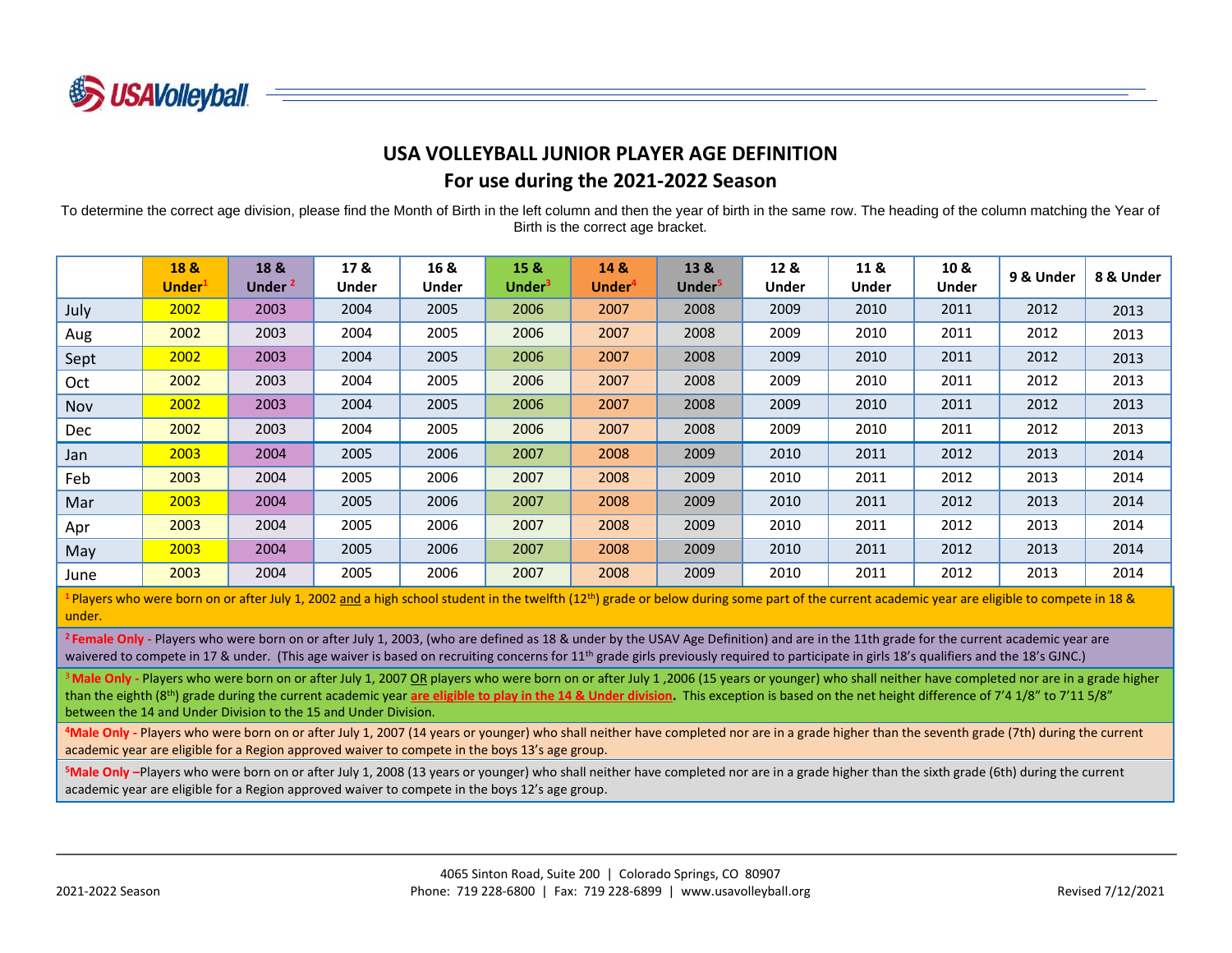# USA VOLLEYBALL JUNIOR PLAYER AGE DEFINITION

## For use during the 2021-2022 Season

To determine the correct age division, please find the Month of Birth in the left column and then the year of birth in the same row. The heading of the column matching the Year of Birth is the correct age bracket.

| | 18 & Under[1] | 18 & Under [2] | 17 & Under | 16 & Under | 15 & Under[3] | 14 & Under[4] | 13 & Under[5] | 12 & Under | 11 & Under | 10 & Under | 9 & Under | 8 & Under |
|---|---|---|---|---|---|---|---|---|---|---|---|---|
| July | 2002 | 2003 | 2004 | 2005 | 2006 | 2007 | 2008 | 2009 | 2010 | 2011 | 2012 | 2013 |
| Aug | 2002 | 2003 | 2004 | 2005 | 2006 | 2007 | 2008 | 2009 | 2010 | 2011 | 2012 | 2013 |
| Sept | 2002 | 2003 | 2004 | 2005 | 2006 | 2007 | 2008 | 2009 | 2010 | 2011 | 2012 | 2013 |
| Oct | 2002 | 2003 | 2004 | 2005 | 2006 | 2007 | 2008 | 2009 | 2010 | 2011 | 2012 | 2013 |
| Nov | 2002 | 2003 | 2004 | 2005 | 2006 | 2007 | 2008 | 2009 | 2010 | 2011 | 2012 | 2013 |
| Dec | 2002 | 2003 | 2004 | 2005 | 2006 | 2007 | 2008 | 2009 | 2010 | 2011 | 2012 | 2013 |
| Jan | 2003 | 2004 | 2005 | 2006 | 2007 | 2008 | 2009 | 2010 | 2011 | 2012 | 2013 | 2014 |
| Feb | 2003 | 2004 | 2005 | 2006 | 2007 | 2008 | 2009 | 2010 | 2011 | 2012 | 2013 | 2014 |
| Mar | 2003 | 2004 | 2005 | 2006 | 2007 | 2008 | 2009 | 2010 | 2011 | 2012 | 2013 | 2014 |
| Apr | 2003 | 2004 | 2005 | 2006 | 2007 | 2008 | 2009 | 2010 | 2011 | 2012 | 2013 | 2014 |
| May | 2003 | 2004 | 2005 | 2006 | 2007 | 2008 | 2009 | 2010 | 2011 | 2012 | 2013 | 2014 |
| June | 2003 | 2004 | 2005 | 2006 | 2007 | 2008 | 2009 | 2010 | 2011 | 2012 | 2013 | 2014 |

[1] Players who were born on or after July 1, 2002 and a high school student in the twelfth (12th) grade or below during some part of the current academic year are eligible to compete in 18 & under.

[2] **Female Only -** Players who were born on or after July 1, 2003, (who are defined as 18 & under by the USAV Age Definition) and are in the 11th grade for the current academic year are waivered to compete in 17 & under. (This age waiver is based on recruiting concerns for 11th grade girls previously required to participate in girls 18's qualifiers and the 18's GJNC.)

[3] **Male Only -** Players who were born on or after July 1, 2007 OR players who were born on or after July 1 ,2006 (15 years or younger) who shall neither have completed nor are in a grade higher than the eighth (8th) grade during the current academic year **are eligible to play in the 14 & Under division**. This exception is based on the net height difference of 7'4 1/8" to 7'11 5/8" between the 14 and Under Division to the 15 and Under Division.

[4] **Male Only -** Players who were born on or after July 1, 2007 (14 years or younger) who shall neither have completed nor are in a grade higher than the seventh grade (7th) during the current academic year are eligible for a Region approved waiver to compete in the boys 13's age group.

[5] **Male Only –** Players who were born on or after July 1, 2008 (13 years or younger) who shall neither have completed nor are in a grade higher than the sixth grade (6th) during the current academic year are eligible for a Region approved waiver to compete in the boys 12's age group.

4065 Sinton Road, Suite 200 | Colorado Springs, CO 80907
Phone: 719 228-6800 | Fax: 719 228-6899 | www.usavolleyball.org

2021-2022 Season

Revised 7/12/2021